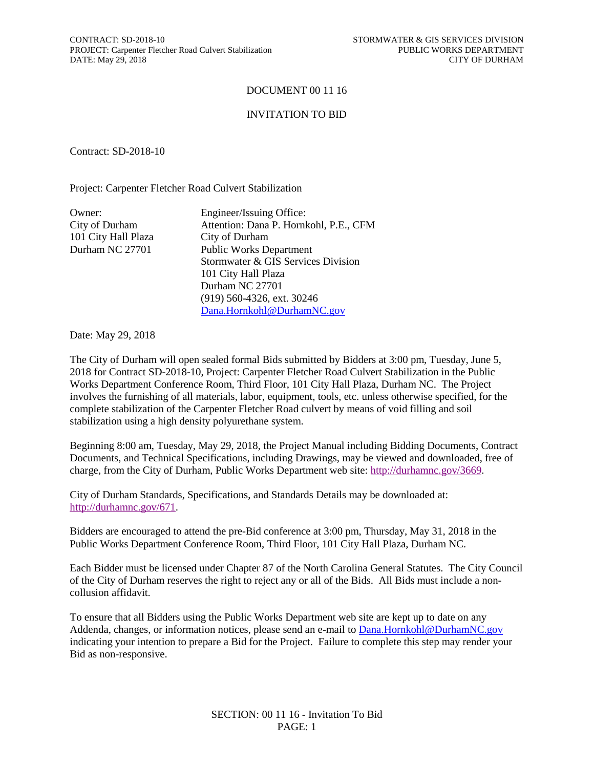# DOCUMENT 00 11 16

## INVITATION TO BID

Contract: SD-2018-10

Project: Carpenter Fletcher Road Culvert Stabilization

| Owner: | Engineer/Issuing Office: |
|---|---|
| City of Durham | Attention: Dana P. Hornkohl, P.E., CFM |
| 101 City Hall Plaza | City of Durham |
| Durham NC 27701 | Public Works Department |
| | Stormwater & GIS Services Division |
| | 101 City Hall Plaza |
| | Durham NC 27701 |
| | (919) 560-4326, ext. 30246 |
| | Dana.Hornkohl@DurhamNC.gov |

Date: May 29, 2018

The City of Durham will open sealed formal Bids submitted by Bidders at 3:00 pm, Tuesday, June 5, 2018 for Contract SD-2018-10, Project: Carpenter Fletcher Road Culvert Stabilization in the Public Works Department Conference Room, Third Floor, 101 City Hall Plaza, Durham NC. The Project involves the furnishing of all materials, labor, equipment, tools, etc. unless otherwise specified, for the complete stabilization of the Carpenter Fletcher Road culvert by means of void filling and soil stabilization using a high density polyurethane system.

Beginning 8:00 am, Tuesday, May 29, 2018, the Project Manual including Bidding Documents, Contract Documents, and Technical Specifications, including Drawings, may be viewed and downloaded, free of charge, from the City of Durham, Public Works Department web site: http://durhamnc.gov/3669.

City of Durham Standards, Specifications, and Standards Details may be downloaded at: http://durhamnc.gov/671.

Bidders are encouraged to attend the pre-Bid conference at 3:00 pm, Thursday, May 31, 2018 in the Public Works Department Conference Room, Third Floor, 101 City Hall Plaza, Durham NC.

Each Bidder must be licensed under Chapter 87 of the North Carolina General Statutes. The City Council of the City of Durham reserves the right to reject any or all of the Bids. All Bids must include a non-collusion affidavit.

To ensure that all Bidders using the Public Works Department web site are kept up to date on any Addenda, changes, or information notices, please send an e-mail to Dana.Hornkohl@DurhamNC.gov indicating your intention to prepare a Bid for the Project. Failure to complete this step may render your Bid as non-responsive.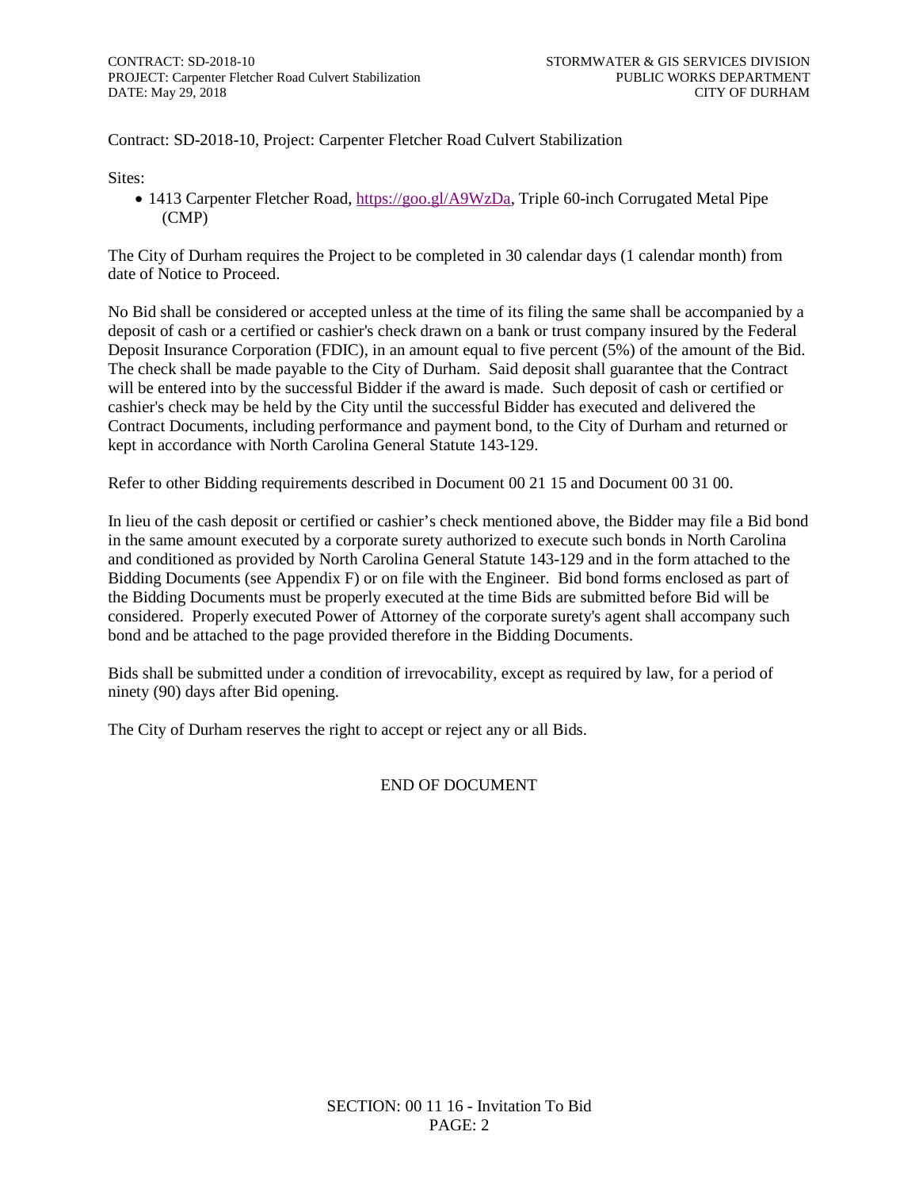Contract: SD-2018-10, Project: Carpenter Fletcher Road Culvert Stabilization

Sites:

- 1413 Carpenter Fletcher Road, https://goo.gl/A9WzDa, Triple 60-inch Corrugated Metal Pipe (CMP)

The City of Durham requires the Project to be completed in 30 calendar days (1 calendar month) from date of Notice to Proceed.

No Bid shall be considered or accepted unless at the time of its filing the same shall be accompanied by a deposit of cash or a certified or cashier's check drawn on a bank or trust company insured by the Federal Deposit Insurance Corporation (FDIC), in an amount equal to five percent (5%) of the amount of the Bid. The check shall be made payable to the City of Durham. Said deposit shall guarantee that the Contract will be entered into by the successful Bidder if the award is made. Such deposit of cash or certified or cashier's check may be held by the City until the successful Bidder has executed and delivered the Contract Documents, including performance and payment bond, to the City of Durham and returned or kept in accordance with North Carolina General Statute 143-129.

Refer to other Bidding requirements described in Document 00 21 15 and Document 00 31 00.

In lieu of the cash deposit or certified or cashier's check mentioned above, the Bidder may file a Bid bond in the same amount executed by a corporate surety authorized to execute such bonds in North Carolina and conditioned as provided by North Carolina General Statute 143-129 and in the form attached to the Bidding Documents (see Appendix F) or on file with the Engineer. Bid bond forms enclosed as part of the Bidding Documents must be properly executed at the time Bids are submitted before Bid will be considered. Properly executed Power of Attorney of the corporate surety's agent shall accompany such bond and be attached to the page provided therefore in the Bidding Documents.

Bids shall be submitted under a condition of irrevocability, except as required by law, for a period of ninety (90) days after Bid opening.

The City of Durham reserves the right to accept or reject any or all Bids.

END OF DOCUMENT